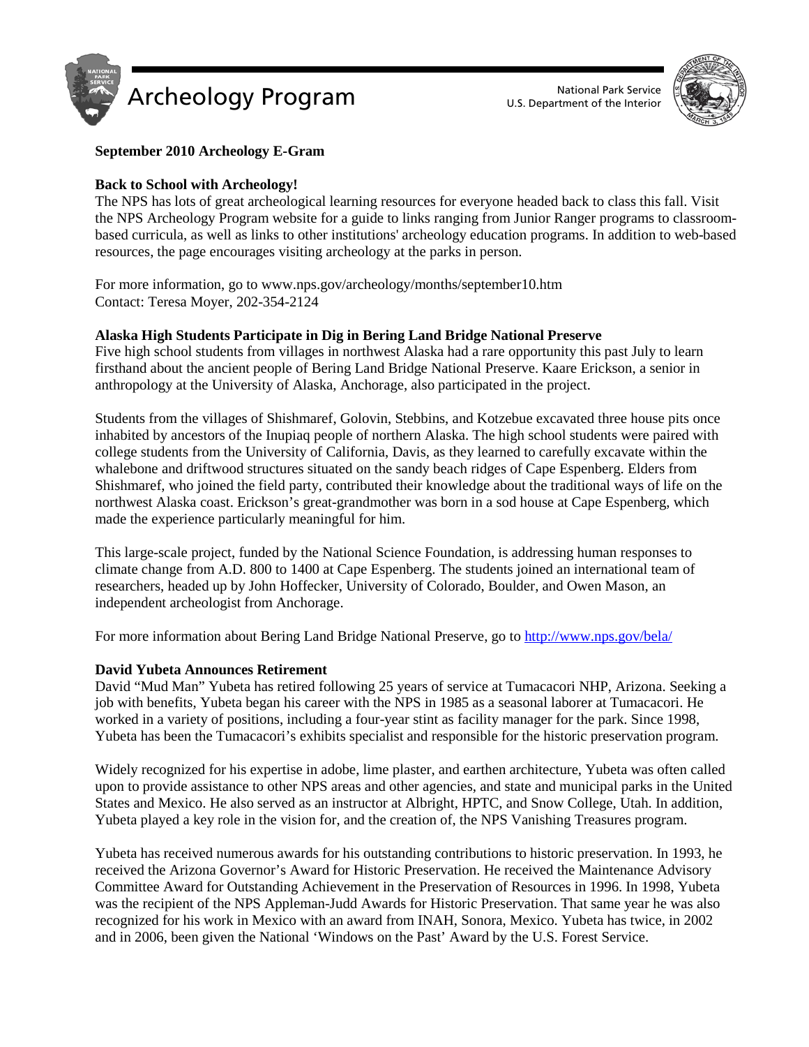# Archeology Program

National Park Service
U.S. Department of the Interior

**September 2010 Archeology E-Gram**

**Back to School with Archeology!**

The NPS has lots of great archeological learning resources for everyone headed back to class this fall. Visit the NPS Archeology Program website for a guide to links ranging from Junior Ranger programs to classroom-based curricula, as well as links to other institutions' archeology education programs. In addition to web-based resources, the page encourages visiting archeology at the parks in person.

For more information, go to www.nps.gov/archeology/months/september10.htm
Contact: Teresa Moyer, 202-354-2124

**Alaska High Students Participate in Dig in Bering Land Bridge National Preserve**

Five high school students from villages in northwest Alaska had a rare opportunity this past July to learn firsthand about the ancient people of Bering Land Bridge National Preserve. Kaare Erickson, a senior in anthropology at the University of Alaska, Anchorage, also participated in the project.

Students from the villages of Shishmaref, Golovin, Stebbins, and Kotzebue excavated three house pits once inhabited by ancestors of the Inupiaq people of northern Alaska. The high school students were paired with college students from the University of California, Davis, as they learned to carefully excavate within the whalebone and driftwood structures situated on the sandy beach ridges of Cape Espenberg. Elders from Shishmaref, who joined the field party, contributed their knowledge about the traditional ways of life on the northwest Alaska coast. Erickson's great-grandmother was born in a sod house at Cape Espenberg, which made the experience particularly meaningful for him.

This large-scale project, funded by the National Science Foundation, is addressing human responses to climate change from A.D. 800 to 1400 at Cape Espenberg. The students joined an international team of researchers, headed up by John Hoffecker, University of Colorado, Boulder, and Owen Mason, an independent archeologist from Anchorage.

For more information about Bering Land Bridge National Preserve, go to http://www.nps.gov/bela/

**David Yubeta Announces Retirement**

David "Mud Man" Yubeta has retired following 25 years of service at Tumacacori NHP, Arizona. Seeking a job with benefits, Yubeta began his career with the NPS in 1985 as a seasonal laborer at Tumacacori. He worked in a variety of positions, including a four-year stint as facility manager for the park. Since 1998, Yubeta has been the Tumacacori's exhibits specialist and responsible for the historic preservation program.

Widely recognized for his expertise in adobe, lime plaster, and earthen architecture, Yubeta was often called upon to provide assistance to other NPS areas and other agencies, and state and municipal parks in the United States and Mexico. He also served as an instructor at Albright, HPTC, and Snow College, Utah. In addition, Yubeta played a key role in the vision for, and the creation of, the NPS Vanishing Treasures program.

Yubeta has received numerous awards for his outstanding contributions to historic preservation. In 1993, he received the Arizona Governor's Award for Historic Preservation. He received the Maintenance Advisory Committee Award for Outstanding Achievement in the Preservation of Resources in 1996. In 1998, Yubeta was the recipient of the NPS Appleman-Judd Awards for Historic Preservation. That same year he was also recognized for his work in Mexico with an award from INAH, Sonora, Mexico. Yubeta has twice, in 2002 and in 2006, been given the National 'Windows on the Past' Award by the U.S. Forest Service.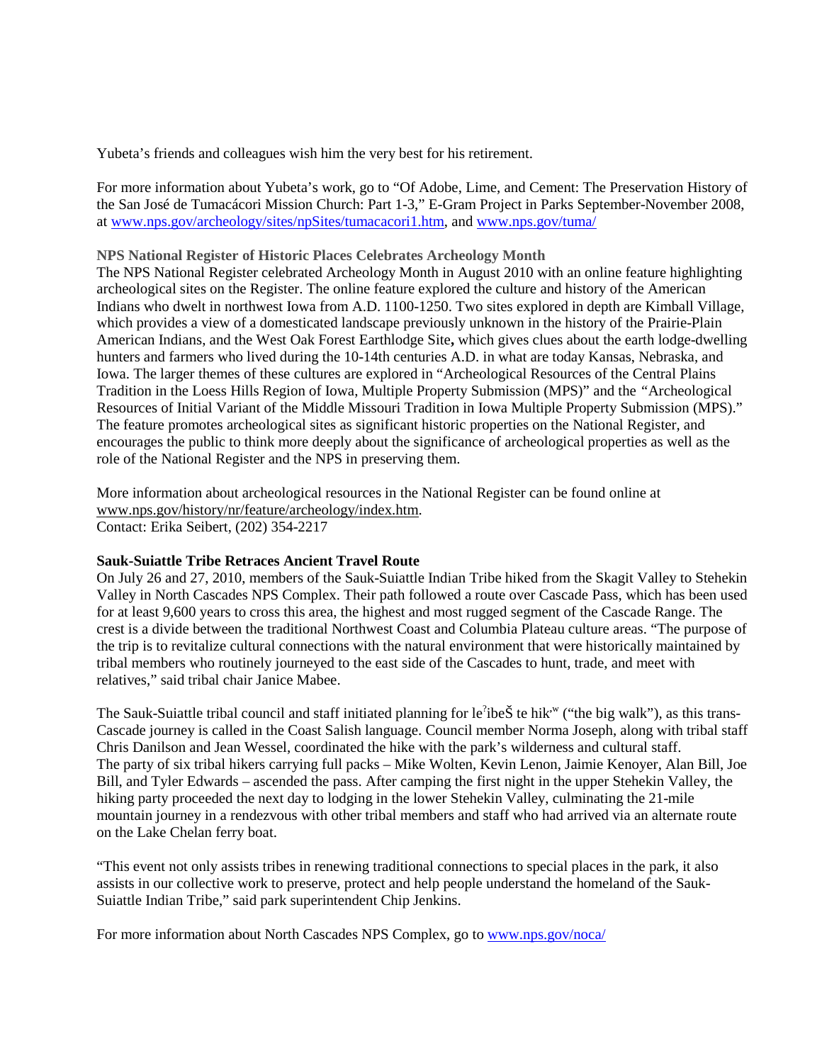Yubeta's friends and colleagues wish him the very best for his retirement.

For more information about Yubeta's work, go to "Of Adobe, Lime, and Cement: The Preservation History of the San José de Tumacácori Mission Church: Part 1-3," E-Gram Project in Parks September-November 2008, at www.nps.gov/archeology/sites/npSites/tumacacori1.htm, and www.nps.gov/tuma/

**NPS National Register of Historic Places Celebrates Archeology Month**

The NPS National Register celebrated Archeology Month in August 2010 with an online feature highlighting archeological sites on the Register. The online feature explored the culture and history of the American Indians who dwelt in northwest Iowa from A.D. 1100-1250. Two sites explored in depth are Kimball Village, which provides a view of a domesticated landscape previously unknown in the history of the Prairie-Plain American Indians, and the West Oak Forest Earthlodge Site**,** which gives clues about the earth lodge-dwelling hunters and farmers who lived during the 10-14th centuries A.D. in what are today Kansas, Nebraska, and Iowa. The larger themes of these cultures are explored in "Archeological Resources of the Central Plains Tradition in the Loess Hills Region of Iowa, Multiple Property Submission (MPS)" and the "Archeological Resources of Initial Variant of the Middle Missouri Tradition in Iowa Multiple Property Submission (MPS)." The feature promotes archeological sites as significant historic properties on the National Register, and encourages the public to think more deeply about the significance of archeological properties as well as the role of the National Register and the NPS in preserving them.

More information about archeological resources in the National Register can be found online at www.nps.gov/history/nr/feature/archeology/index.htm.
Contact: Erika Seibert, (202) 354-2217

**Sauk-Suiattle Tribe Retraces Ancient Travel Route**

On July 26 and 27, 2010, members of the Sauk-Suiattle Indian Tribe hiked from the Skagit Valley to Stehekin Valley in North Cascades NPS Complex. Their path followed a route over Cascade Pass, which has been used for at least 9,600 years to cross this area, the highest and most rugged segment of the Cascade Range. The crest is a divide between the traditional Northwest Coast and Columbia Plateau culture areas. "The purpose of the trip is to revitalize cultural connections with the natural environment that were historically maintained by tribal members who routinely journeyed to the east side of the Cascades to hunt, trade, and meet with relatives," said tribal chair Janice Mabee.

The Sauk-Suiattle tribal council and staff initiated planning for leˀibeŠ te hik'ʷ ("the big walk"), as this trans-Cascade journey is called in the Coast Salish language. Council member Norma Joseph, along with tribal staff Chris Danilson and Jean Wessel, coordinated the hike with the park's wilderness and cultural staff.
The party of six tribal hikers carrying full packs – Mike Wolten, Kevin Lenon, Jaimie Kenoyer, Alan Bill, Joe Bill, and Tyler Edwards – ascended the pass. After camping the first night in the upper Stehekin Valley, the hiking party proceeded the next day to lodging in the lower Stehekin Valley, culminating the 21-mile mountain journey in a rendezvous with other tribal members and staff who had arrived via an alternate route on the Lake Chelan ferry boat.

"This event not only assists tribes in renewing traditional connections to special places in the park, it also assists in our collective work to preserve, protect and help people understand the homeland of the Sauk-Suiattle Indian Tribe," said park superintendent Chip Jenkins.

For more information about North Cascades NPS Complex, go to www.nps.gov/noca/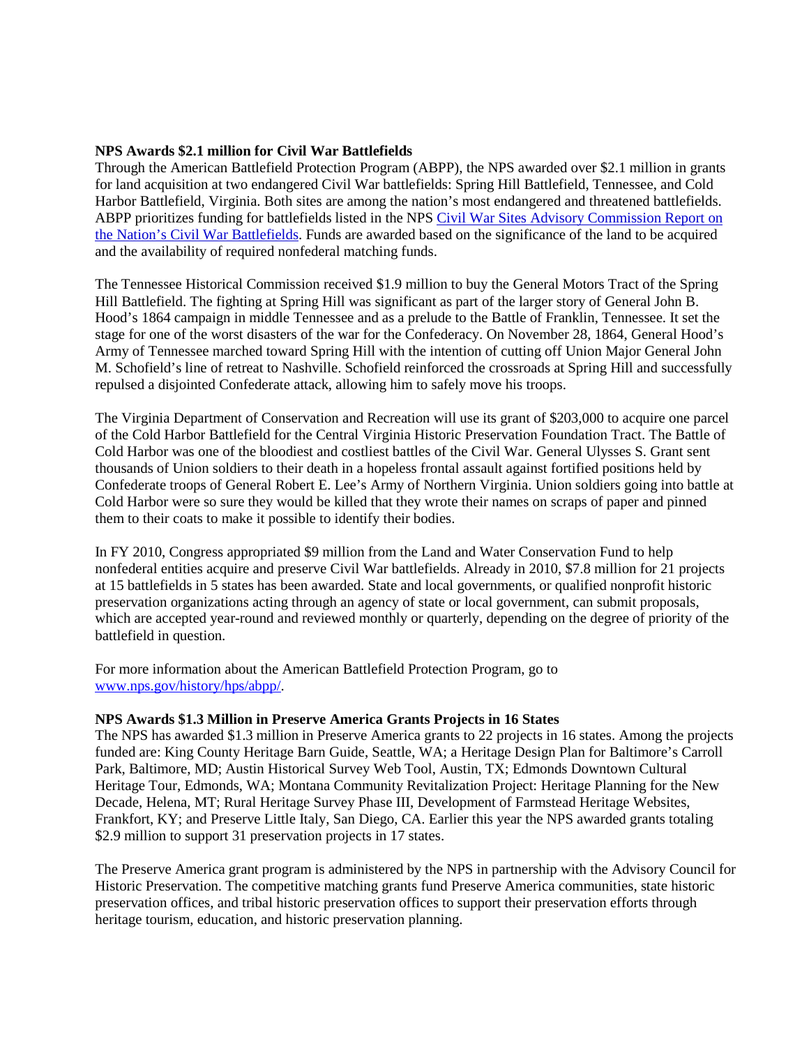**NPS Awards $2.1 million for Civil War Battlefields**

Through the American Battlefield Protection Program (ABPP), the NPS awarded over $2.1 million in grants for land acquisition at two endangered Civil War battlefields: Spring Hill Battlefield, Tennessee, and Cold Harbor Battlefield, Virginia. Both sites are among the nation's most endangered and threatened battlefields. ABPP prioritizes funding for battlefields listed in the NPS Civil War Sites Advisory Commission Report on the Nation's Civil War Battlefields. Funds are awarded based on the significance of the land to be acquired and the availability of required nonfederal matching funds.

The Tennessee Historical Commission received $1.9 million to buy the General Motors Tract of the Spring Hill Battlefield. The fighting at Spring Hill was significant as part of the larger story of General John B. Hood's 1864 campaign in middle Tennessee and as a prelude to the Battle of Franklin, Tennessee. It set the stage for one of the worst disasters of the war for the Confederacy. On November 28, 1864, General Hood's Army of Tennessee marched toward Spring Hill with the intention of cutting off Union Major General John M. Schofield's line of retreat to Nashville. Schofield reinforced the crossroads at Spring Hill and successfully repulsed a disjointed Confederate attack, allowing him to safely move his troops.

The Virginia Department of Conservation and Recreation will use its grant of $203,000 to acquire one parcel of the Cold Harbor Battlefield for the Central Virginia Historic Preservation Foundation Tract. The Battle of Cold Harbor was one of the bloodiest and costliest battles of the Civil War. General Ulysses S. Grant sent thousands of Union soldiers to their death in a hopeless frontal assault against fortified positions held by Confederate troops of General Robert E. Lee's Army of Northern Virginia. Union soldiers going into battle at Cold Harbor were so sure they would be killed that they wrote their names on scraps of paper and pinned them to their coats to make it possible to identify their bodies.

In FY 2010, Congress appropriated $9 million from the Land and Water Conservation Fund to help nonfederal entities acquire and preserve Civil War battlefields. Already in 2010, $7.8 million for 21 projects at 15 battlefields in 5 states has been awarded. State and local governments, or qualified nonprofit historic preservation organizations acting through an agency of state or local government, can submit proposals, which are accepted year-round and reviewed monthly or quarterly, depending on the degree of priority of the battlefield in question.

For more information about the American Battlefield Protection Program, go to www.nps.gov/history/hps/abpp/.

**NPS Awards $1.3 Million in Preserve America Grants Projects in 16 States**

The NPS has awarded $1.3 million in Preserve America grants to 22 projects in 16 states. Among the projects funded are: King County Heritage Barn Guide, Seattle, WA; a Heritage Design Plan for Baltimore's Carroll Park, Baltimore, MD; Austin Historical Survey Web Tool, Austin, TX; Edmonds Downtown Cultural Heritage Tour, Edmonds, WA; Montana Community Revitalization Project: Heritage Planning for the New Decade, Helena, MT; Rural Heritage Survey Phase III, Development of Farmstead Heritage Websites, Frankfort, KY; and Preserve Little Italy, San Diego, CA. Earlier this year the NPS awarded grants totaling $2.9 million to support 31 preservation projects in 17 states.

The Preserve America grant program is administered by the NPS in partnership with the Advisory Council for Historic Preservation. The competitive matching grants fund Preserve America communities, state historic preservation offices, and tribal historic preservation offices to support their preservation efforts through heritage tourism, education, and historic preservation planning.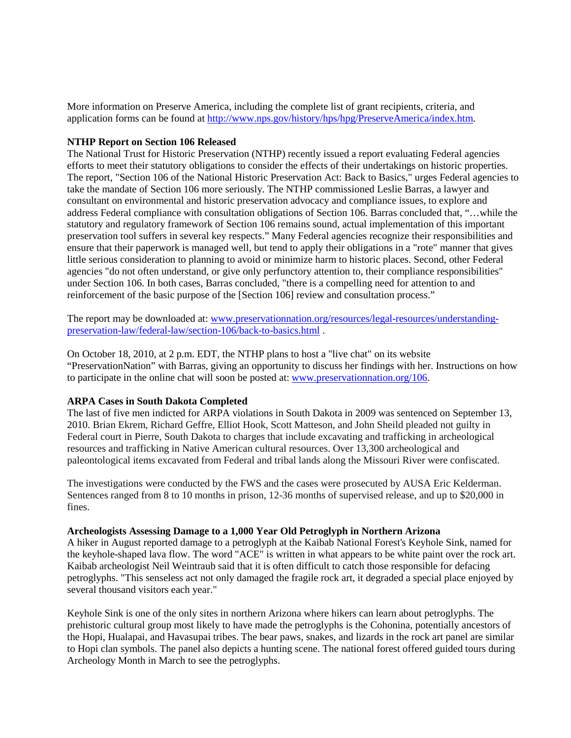More information on Preserve America, including the complete list of grant recipients, criteria, and application forms can be found at http://www.nps.gov/history/hps/hpg/PreserveAmerica/index.htm.

**NTHP Report on Section 106 Released**

The National Trust for Historic Preservation (NTHP) recently issued a report evaluating Federal agencies efforts to meet their statutory obligations to consider the effects of their undertakings on historic properties. The report, "Section 106 of the National Historic Preservation Act: Back to Basics," urges Federal agencies to take the mandate of Section 106 more seriously. The NTHP commissioned Leslie Barras, a lawyer and consultant on environmental and historic preservation advocacy and compliance issues, to explore and address Federal compliance with consultation obligations of Section 106. Barras concluded that, "…while the statutory and regulatory framework of Section 106 remains sound, actual implementation of this important preservation tool suffers in several key respects." Many Federal agencies recognize their responsibilities and ensure that their paperwork is managed well, but tend to apply their obligations in a "rote" manner that gives little serious consideration to planning to avoid or minimize harm to historic places. Second, other Federal agencies "do not often understand, or give only perfunctory attention to, their compliance responsibilities" under Section 106. In both cases, Barras concluded, "there is a compelling need for attention to and reinforcement of the basic purpose of the [Section 106] review and consultation process."

The report may be downloaded at: www.preservationnation.org/resources/legal-resources/understanding-preservation-law/federal-law/section-106/back-to-basics.html .

On October 18, 2010, at 2 p.m. EDT, the NTHP plans to host a "live chat" on its website "PreservationNation" with Barras, giving an opportunity to discuss her findings with her. Instructions on how to participate in the online chat will soon be posted at: www.preservationnation.org/106.

**ARPA Cases in South Dakota Completed**

The last of five men indicted for ARPA violations in South Dakota in 2009 was sentenced on September 13, 2010. Brian Ekrem, Richard Geffre, Elliot Hook, Scott Matteson, and John Sheild pleaded not guilty in Federal court in Pierre, South Dakota to charges that include excavating and trafficking in archeological resources and trafficking in Native American cultural resources. Over 13,300 archeological and paleontological items excavated from Federal and tribal lands along the Missouri River were confiscated.

The investigations were conducted by the FWS and the cases were prosecuted by AUSA Eric Kelderman. Sentences ranged from 8 to 10 months in prison, 12-36 months of supervised release, and up to $20,000 in fines.

**Archeologists Assessing Damage to a 1,000 Year Old Petroglyph in Northern Arizona**

A hiker in August reported damage to a petroglyph at the Kaibab National Forest's Keyhole Sink, named for the keyhole-shaped lava flow. The word "ACE" is written in what appears to be white paint over the rock art. Kaibab archeologist Neil Weintraub said that it is often difficult to catch those responsible for defacing petroglyphs. "This senseless act not only damaged the fragile rock art, it degraded a special place enjoyed by several thousand visitors each year."

Keyhole Sink is one of the only sites in northern Arizona where hikers can learn about petroglyphs. The prehistoric cultural group most likely to have made the petroglyphs is the Cohonina, potentially ancestors of the Hopi, Hualapai, and Havasupai tribes. The bear paws, snakes, and lizards in the rock art panel are similar to Hopi clan symbols. The panel also depicts a hunting scene. The national forest offered guided tours during Archeology Month in March to see the petroglyphs.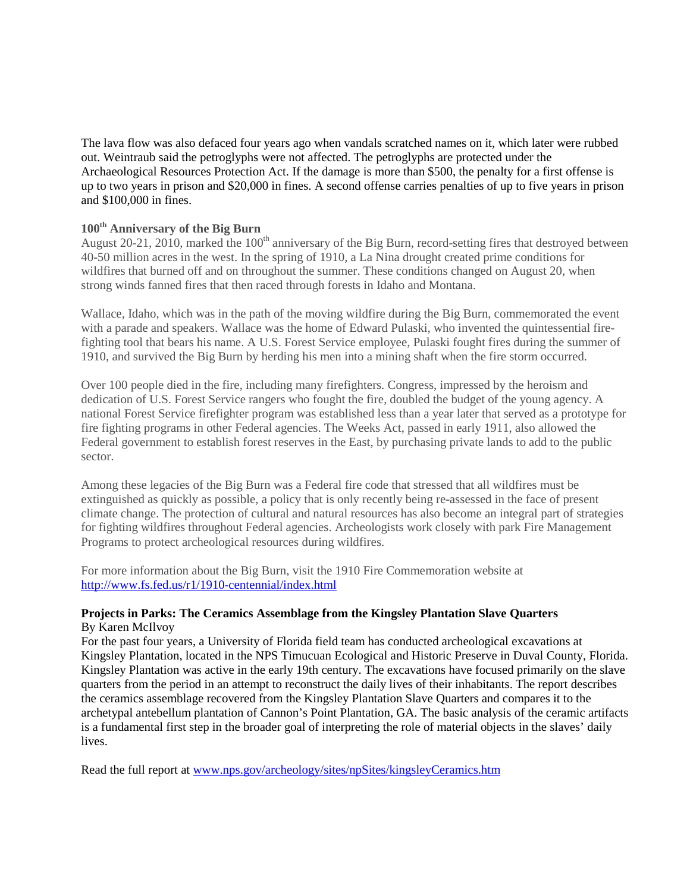The lava flow was also defaced four years ago when vandals scratched names on it, which later were rubbed out. Weintraub said the petroglyphs were not affected. The petroglyphs are protected under the Archaeological Resources Protection Act. If the damage is more than $500, the penalty for a first offense is up to two years in prison and $20,000 in fines. A second offense carries penalties of up to five years in prison and $100,000 in fines.

### 100th Anniversary of the Big Burn

August 20-21, 2010, marked the 100th anniversary of the Big Burn, record-setting fires that destroyed between 40-50 million acres in the west. In the spring of 1910, a La Nina drought created prime conditions for wildfires that burned off and on throughout the summer. These conditions changed on August 20, when strong winds fanned fires that then raced through forests in Idaho and Montana.

Wallace, Idaho, which was in the path of the moving wildfire during the Big Burn, commemorated the event with a parade and speakers. Wallace was the home of Edward Pulaski, who invented the quintessential fire-fighting tool that bears his name. A U.S. Forest Service employee, Pulaski fought fires during the summer of 1910, and survived the Big Burn by herding his men into a mining shaft when the fire storm occurred.

Over 100 people died in the fire, including many firefighters. Congress, impressed by the heroism and dedication of U.S. Forest Service rangers who fought the fire, doubled the budget of the young agency. A national Forest Service firefighter program was established less than a year later that served as a prototype for fire fighting programs in other Federal agencies. The Weeks Act, passed in early 1911, also allowed the Federal government to establish forest reserves in the East, by purchasing private lands to add to the public sector.

Among these legacies of the Big Burn was a Federal fire code that stressed that all wildfires must be extinguished as quickly as possible, a policy that is only recently being re-assessed in the face of present climate change. The protection of cultural and natural resources has also become an integral part of strategies for fighting wildfires throughout Federal agencies. Archeologists work closely with park Fire Management Programs to protect archeological resources during wildfires.

For more information about the Big Burn, visit the 1910 Fire Commemoration website at http://www.fs.fed.us/r1/1910-centennial/index.html

### Projects in Parks: The Ceramics Assemblage from the Kingsley Plantation Slave Quarters

By Karen McIlvoy

For the past four years, a University of Florida field team has conducted archeological excavations at Kingsley Plantation, located in the NPS Timucuan Ecological and Historic Preserve in Duval County, Florida. Kingsley Plantation was active in the early 19th century. The excavations have focused primarily on the slave quarters from the period in an attempt to reconstruct the daily lives of their inhabitants. The report describes the ceramics assemblage recovered from the Kingsley Plantation Slave Quarters and compares it to the archetypal antebellum plantation of Cannon's Point Plantation, GA. The basic analysis of the ceramic artifacts is a fundamental first step in the broader goal of interpreting the role of material objects in the slaves' daily lives.

Read the full report at www.nps.gov/archeology/sites/npSites/kingsleyCeramics.htm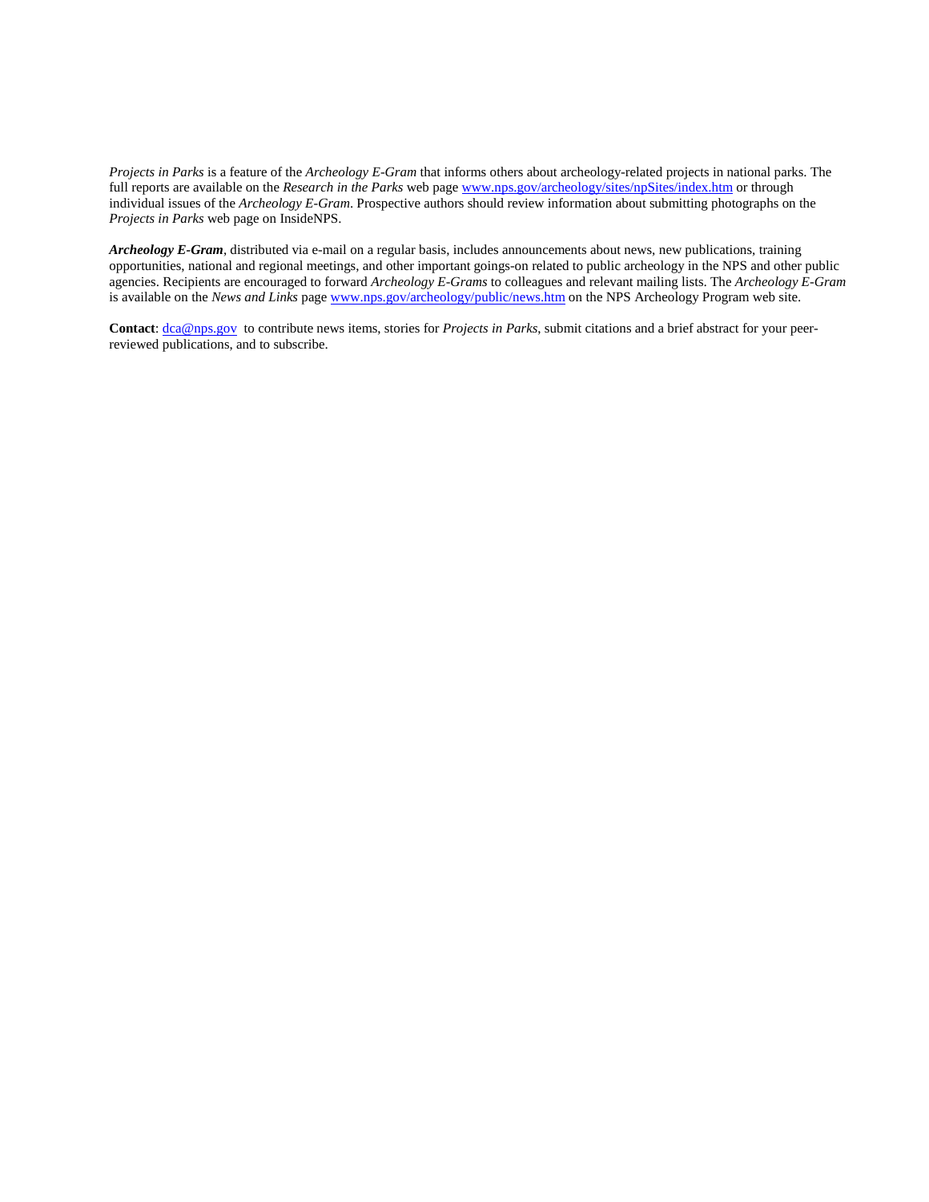*Projects in Parks* is a feature of the *Archeology E-Gram* that informs others about archeology-related projects in national parks. The full reports are available on the *Research in the Parks* web page [www.nps.gov/archeology/sites/npSites/index.htm](www.nps.gov/archeology/sites/npSites/index.htm) or through individual issues of the *Archeology E-Gram*. Prospective authors should review information about submitting photographs on the *Projects in Parks* web page on InsideNPS.

***Archeology E-Gram***, distributed via e-mail on a regular basis, includes announcements about news, new publications, training opportunities, national and regional meetings, and other important goings-on related to public archeology in the NPS and other public agencies. Recipients are encouraged to forward *Archeology E-Grams* to colleagues and relevant mailing lists. The *Archeology E-Gram* is available on the *News and Links* page [www.nps.gov/archeology/public/news.htm](www.nps.gov/archeology/public/news.htm) on the NPS Archeology Program web site.

**Contact**: [dca@nps.gov](mailto:dca@nps.gov) to contribute news items, stories for *Projects in Parks*, submit citations and a brief abstract for your peer-reviewed publications, and to subscribe.